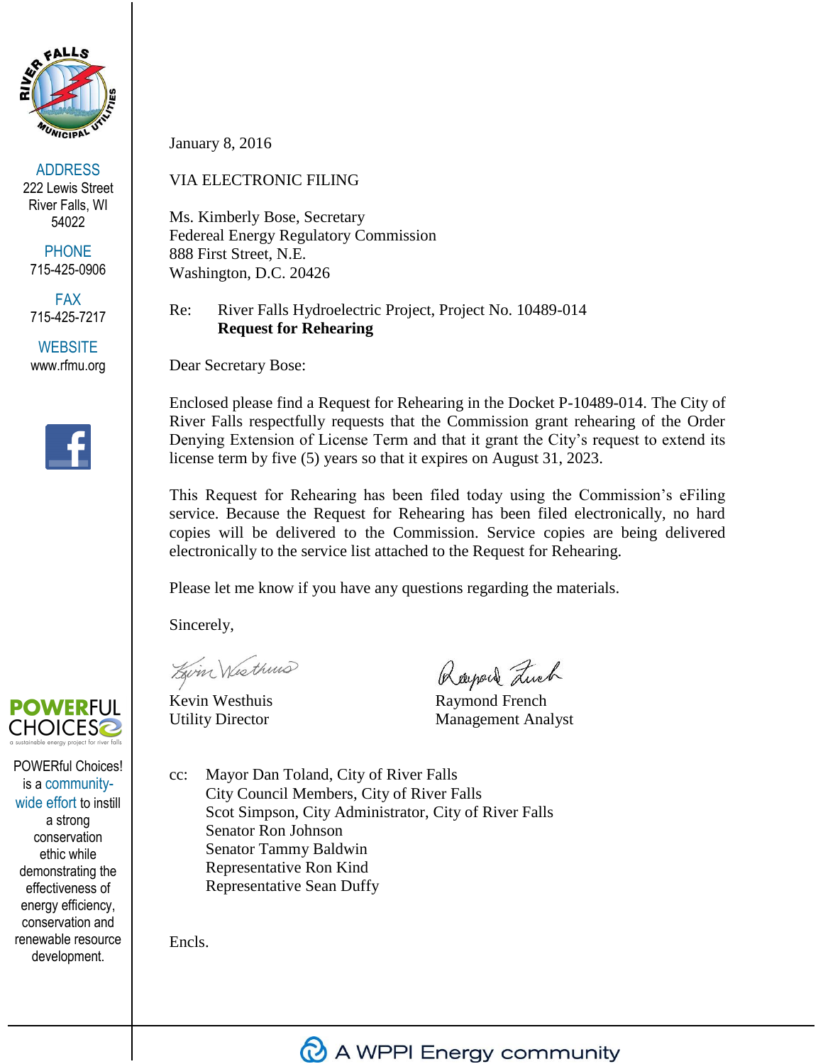ADDRESS
222 Lewis Street
River Falls, WI
54022

PHONE
715-425-0906

FAX
715-425-7217

WEBSITE
www.rfmu.org

January 8, 2016

VIA ELECTRONIC FILING

Ms. Kimberly Bose, Secretary
Federeal Energy Regulatory Commission
888 First Street, N.E.
Washington, D.C. 20426

Re: River Falls Hydroelectric Project, Project No. 10489-014
**Request for Rehearing**

Dear Secretary Bose:

Enclosed please find a Request for Rehearing in the Docket P-10489-014. The City of River Falls respectfully requests that the Commission grant rehearing of the Order Denying Extension of License Term and that it grant the City's request to extend its license term by five (5) years so that it expires on August 31, 2023.

This Request for Rehearing has been filed today using the Commission's eFiling service. Because the Request for Rehearing has been filed electronically, no hard copies will be delivered to the Commission. Service copies are being delivered electronically to the service list attached to the Request for Rehearing.

Please let me know if you have any questions regarding the materials.

Sincerely,

Kevin Westhuis
Utility Director

Raymond French
Management Analyst

cc: Mayor Dan Toland, City of River Falls
City Council Members, City of River Falls
Scot Simpson, City Administrator, City of River Falls
Senator Ron Johnson
Senator Tammy Baldwin
Representative Ron Kind
Representative Sean Duffy

Encls.

POWERFUL CHOICES
a sustainable energy project for river falls

POWERful Choices! is a community-wide effort to instill a strong conservation ethic while demonstrating the effectiveness of energy efficiency, conservation and renewable resource development.

A WPPI Energy community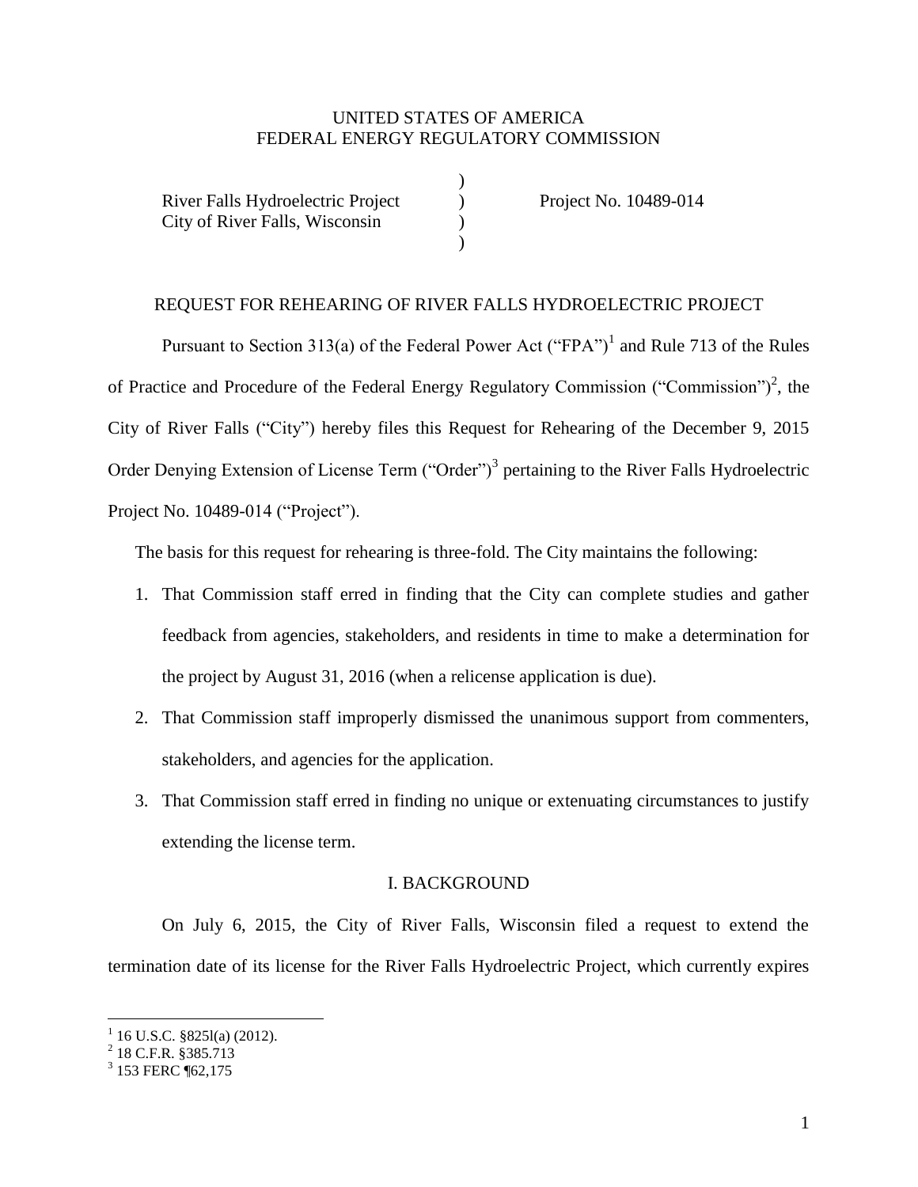UNITED STATES OF AMERICA
FEDERAL ENERGY REGULATORY COMMISSION

| | | |
|---|---|---|
| River Falls Hydroelectric Project<br>City of River Falls, Wisconsin | ) | Project No. 10489-014 |

REQUEST FOR REHEARING OF RIVER FALLS HYDROELECTRIC PROJECT

Pursuant to Section 313(a) of the Federal Power Act ("FPA")[1] and Rule 713 of the Rules of Practice and Procedure of the Federal Energy Regulatory Commission ("Commission")[2], the City of River Falls ("City") hereby files this Request for Rehearing of the December 9, 2015 Order Denying Extension of License Term ("Order")[3] pertaining to the River Falls Hydroelectric Project No. 10489-014 ("Project").

The basis for this request for rehearing is three-fold. The City maintains the following:

1. That Commission staff erred in finding that the City can complete studies and gather feedback from agencies, stakeholders, and residents in time to make a determination for the project by August 31, 2016 (when a relicense application is due).
2. That Commission staff improperly dismissed the unanimous support from commenters, stakeholders, and agencies for the application.
3. That Commission staff erred in finding no unique or extenuating circumstances to justify extending the license term.

## I. BACKGROUND

On July 6, 2015, the City of River Falls, Wisconsin filed a request to extend the termination date of its license for the River Falls Hydroelectric Project, which currently expires

[1] 16 U.S.C. §825l(a) (2012).
[2] 18 C.F.R. §385.713
[3] 153 FERC ¶62,175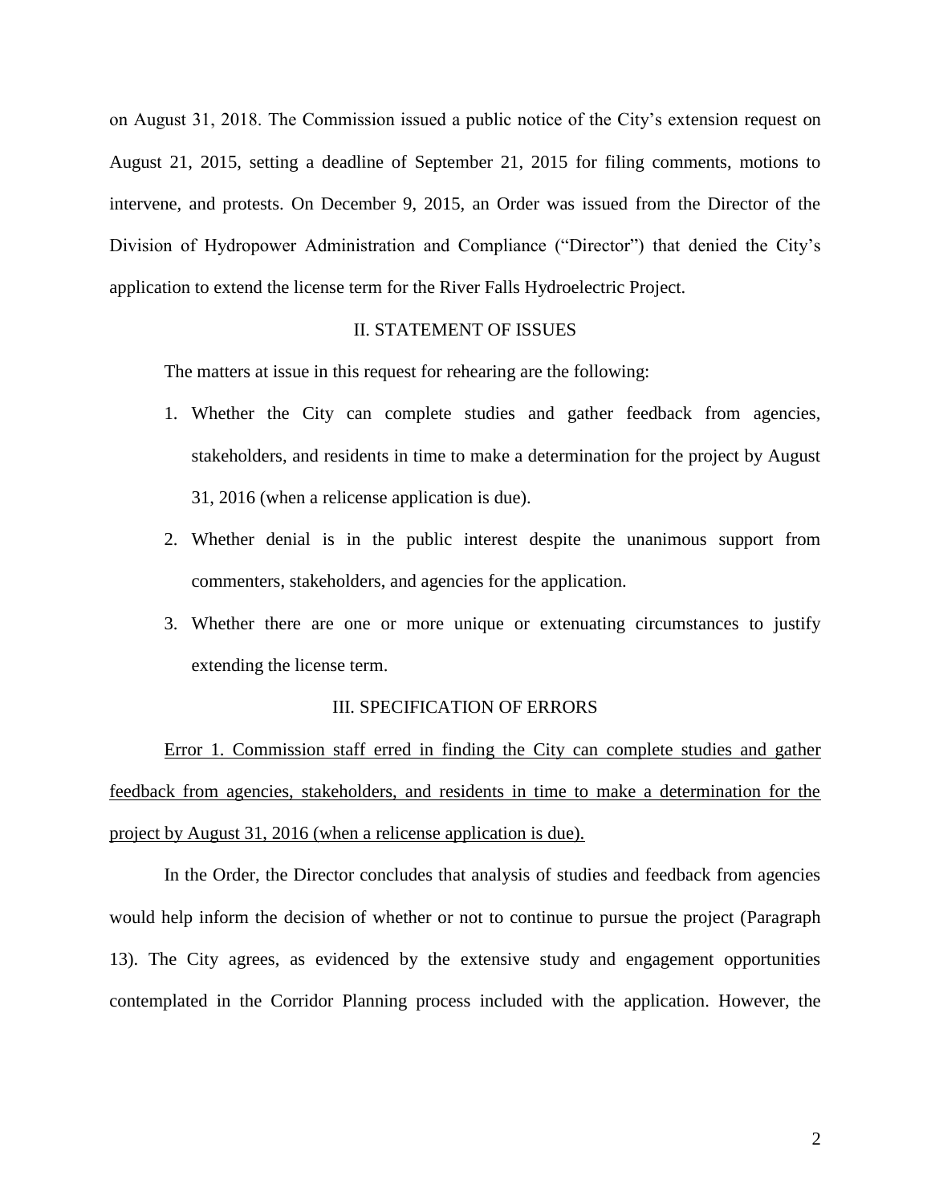on August 31, 2018. The Commission issued a public notice of the City's extension request on August 21, 2015, setting a deadline of September 21, 2015 for filing comments, motions to intervene, and protests. On December 9, 2015, an Order was issued from the Director of the Division of Hydropower Administration and Compliance ("Director") that denied the City's application to extend the license term for the River Falls Hydroelectric Project.

## II. STATEMENT OF ISSUES

The matters at issue in this request for rehearing are the following:

1. Whether the City can complete studies and gather feedback from agencies, stakeholders, and residents in time to make a determination for the project by August 31, 2016 (when a relicense application is due).
2. Whether denial is in the public interest despite the unanimous support from commenters, stakeholders, and agencies for the application.
3. Whether there are one or more unique or extenuating circumstances to justify extending the license term.

## III. SPECIFICATION OF ERRORS

<u>Error 1. Commission staff erred in finding the City can complete studies and gather feedback from agencies, stakeholders, and residents in time to make a determination for the project by August 31, 2016 (when a relicense application is due).</u>

In the Order, the Director concludes that analysis of studies and feedback from agencies would help inform the decision of whether or not to continue to pursue the project (Paragraph 13). The City agrees, as evidenced by the extensive study and engagement opportunities contemplated in the Corridor Planning process included with the application. However, the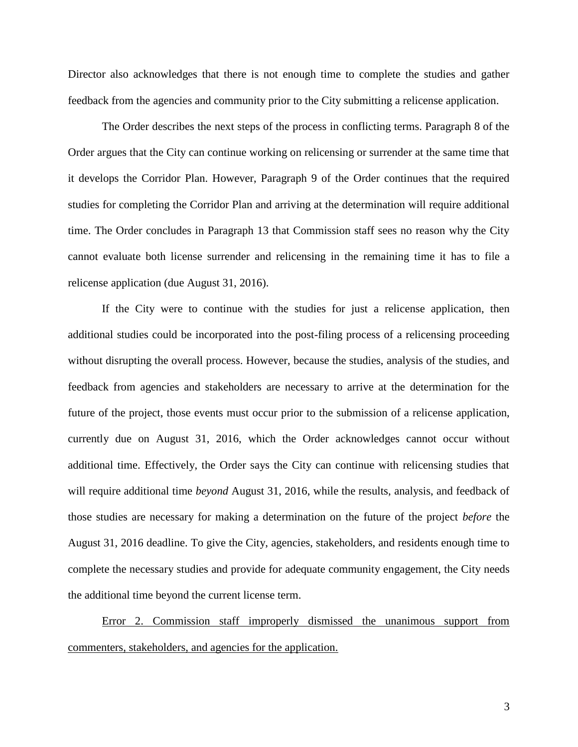Director also acknowledges that there is not enough time to complete the studies and gather feedback from the agencies and community prior to the City submitting a relicense application.

The Order describes the next steps of the process in conflicting terms. Paragraph 8 of the Order argues that the City can continue working on relicensing or surrender at the same time that it develops the Corridor Plan. However, Paragraph 9 of the Order continues that the required studies for completing the Corridor Plan and arriving at the determination will require additional time. The Order concludes in Paragraph 13 that Commission staff sees no reason why the City cannot evaluate both license surrender and relicensing in the remaining time it has to file a relicense application (due August 31, 2016).

If the City were to continue with the studies for just a relicense application, then additional studies could be incorporated into the post-filing process of a relicensing proceeding without disrupting the overall process. However, because the studies, analysis of the studies, and feedback from agencies and stakeholders are necessary to arrive at the determination for the future of the project, those events must occur prior to the submission of a relicense application, currently due on August 31, 2016, which the Order acknowledges cannot occur without additional time. Effectively, the Order says the City can continue with relicensing studies that will require additional time *beyond* August 31, 2016, while the results, analysis, and feedback of those studies are necessary for making a determination on the future of the project *before* the August 31, 2016 deadline. To give the City, agencies, stakeholders, and residents enough time to complete the necessary studies and provide for adequate community engagement, the City needs the additional time beyond the current license term.

<u>Error 2. Commission staff improperly dismissed the unanimous support from commenters, stakeholders, and agencies for the application.</u>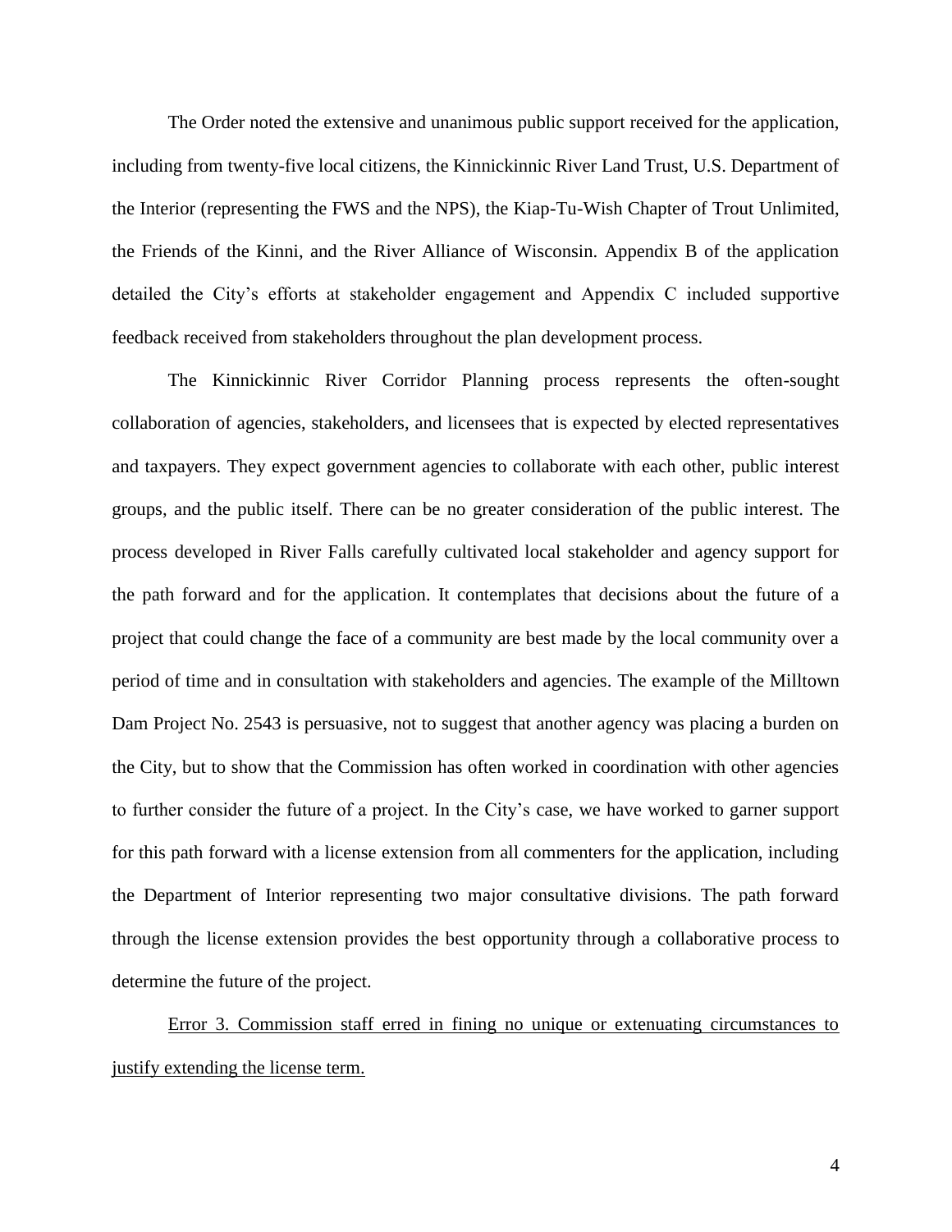The Order noted the extensive and unanimous public support received for the application, including from twenty-five local citizens, the Kinnickinnic River Land Trust, U.S. Department of the Interior (representing the FWS and the NPS), the Kiap-Tu-Wish Chapter of Trout Unlimited, the Friends of the Kinni, and the River Alliance of Wisconsin. Appendix B of the application detailed the City's efforts at stakeholder engagement and Appendix C included supportive feedback received from stakeholders throughout the plan development process.

The Kinnickinnic River Corridor Planning process represents the often-sought collaboration of agencies, stakeholders, and licensees that is expected by elected representatives and taxpayers. They expect government agencies to collaborate with each other, public interest groups, and the public itself. There can be no greater consideration of the public interest. The process developed in River Falls carefully cultivated local stakeholder and agency support for the path forward and for the application. It contemplates that decisions about the future of a project that could change the face of a community are best made by the local community over a period of time and in consultation with stakeholders and agencies. The example of the Milltown Dam Project No. 2543 is persuasive, not to suggest that another agency was placing a burden on the City, but to show that the Commission has often worked in coordination with other agencies to further consider the future of a project. In the City's case, we have worked to garner support for this path forward with a license extension from all commenters for the application, including the Department of Interior representing two major consultative divisions. The path forward through the license extension provides the best opportunity through a collaborative process to determine the future of the project.

<u>Error 3. Commission staff erred in fining no unique or extenuating circumstances to justify extending the license term.</u>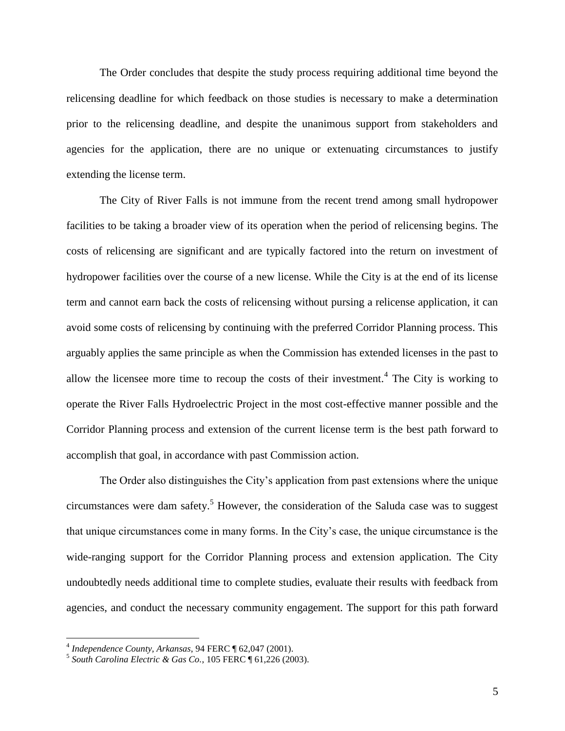The Order concludes that despite the study process requiring additional time beyond the relicensing deadline for which feedback on those studies is necessary to make a determination prior to the relicensing deadline, and despite the unanimous support from stakeholders and agencies for the application, there are no unique or extenuating circumstances to justify extending the license term.

The City of River Falls is not immune from the recent trend among small hydropower facilities to be taking a broader view of its operation when the period of relicensing begins. The costs of relicensing are significant and are typically factored into the return on investment of hydropower facilities over the course of a new license. While the City is at the end of its license term and cannot earn back the costs of relicensing without pursing a relicense application, it can avoid some costs of relicensing by continuing with the preferred Corridor Planning process. This arguably applies the same principle as when the Commission has extended licenses in the past to allow the licensee more time to recoup the costs of their investment.[4] The City is working to operate the River Falls Hydroelectric Project in the most cost-effective manner possible and the Corridor Planning process and extension of the current license term is the best path forward to accomplish that goal, in accordance with past Commission action.

The Order also distinguishes the City's application from past extensions where the unique circumstances were dam safety.[5] However, the consideration of the Saluda case was to suggest that unique circumstances come in many forms. In the City's case, the unique circumstance is the wide-ranging support for the Corridor Planning process and extension application. The City undoubtedly needs additional time to complete studies, evaluate their results with feedback from agencies, and conduct the necessary community engagement. The support for this path forward

---

[4] *Independence County, Arkansas*, 94 FERC ¶ 62,047 (2001).

[5] *South Carolina Electric & Gas Co.*, 105 FERC ¶ 61,226 (2003).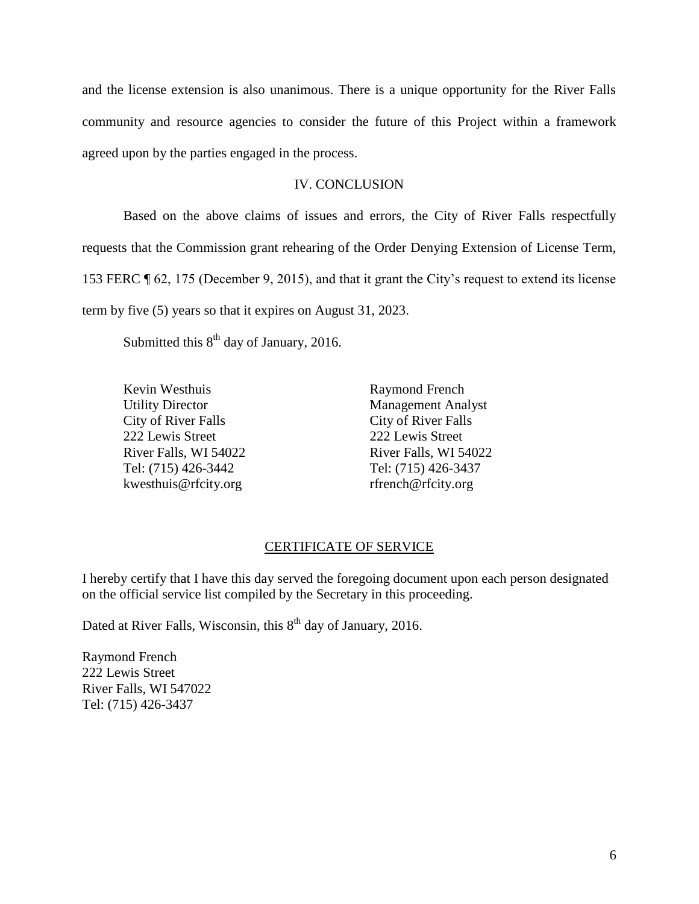and the license extension is also unanimous. There is a unique opportunity for the River Falls community and resource agencies to consider the future of this Project within a framework agreed upon by the parties engaged in the process.

## IV. CONCLUSION

Based on the above claims of issues and errors, the City of River Falls respectfully requests that the Commission grant rehearing of the Order Denying Extension of License Term, 153 FERC ¶ 62, 175 (December 9, 2015), and that it grant the City's request to extend its license term by five (5) years so that it expires on August 31, 2023.

Submitted this 8th day of January, 2016.

Kevin Westhuis
Utility Director
City of River Falls
222 Lewis Street
River Falls, WI 54022
Tel: (715) 426-3442
kwesthuis@rfcity.org

Raymond French
Management Analyst
City of River Falls
222 Lewis Street
River Falls, WI 54022
Tel: (715) 426-3437
rfrench@rfcity.org

## CERTIFICATE OF SERVICE

I hereby certify that I have this day served the foregoing document upon each person designated on the official service list compiled by the Secretary in this proceeding.

Dated at River Falls, Wisconsin, this 8th day of January, 2016.

Raymond French
222 Lewis Street
River Falls, WI 547022
Tel: (715) 426-3437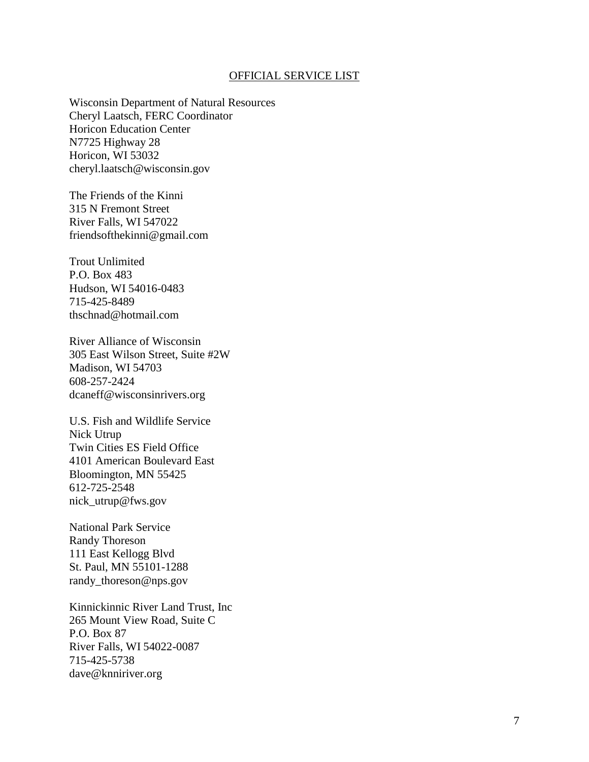OFFICIAL SERVICE LIST

Wisconsin Department of Natural Resources
Cheryl Laatsch, FERC Coordinator
Horicon Education Center
N7725 Highway 28
Horicon, WI 53032
cheryl.laatsch@wisconsin.gov

The Friends of the Kinni
315 N Fremont Street
River Falls, WI 547022
friendsofthekinni@gmail.com

Trout Unlimited
P.O. Box 483
Hudson, WI 54016-0483
715-425-8489
thschnad@hotmail.com

River Alliance of Wisconsin
305 East Wilson Street, Suite #2W
Madison, WI 54703
608-257-2424
dcaneff@wisconsinrivers.org

U.S. Fish and Wildlife Service
Nick Utrup
Twin Cities ES Field Office
4101 American Boulevard East
Bloomington, MN 55425
612-725-2548
nick_utrup@fws.gov

National Park Service
Randy Thoreson
111 East Kellogg Blvd
St. Paul, MN 55101-1288
randy_thoreson@nps.gov

Kinnickinnic River Land Trust, Inc
265 Mount View Road, Suite C
P.O. Box 87
River Falls, WI 54022-0087
715-425-5738
dave@knniriver.org